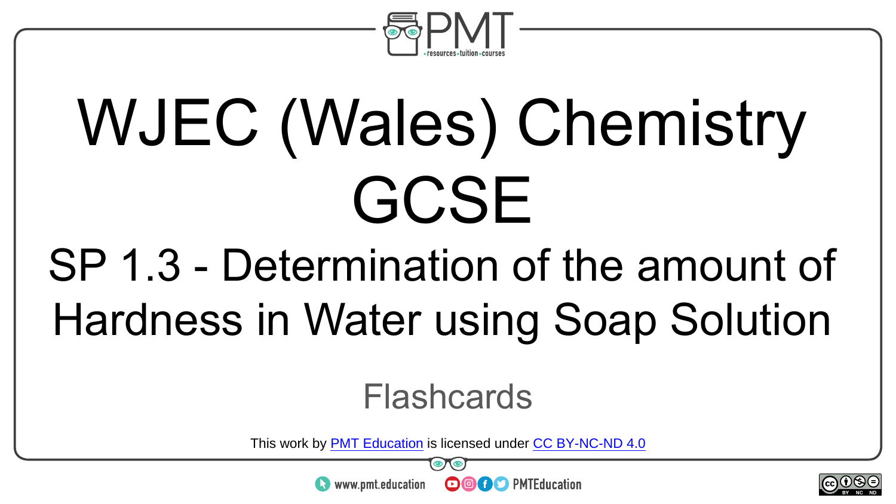# WJEC (Wales) Chemistry GCSE

## SP 1.3 - Determination of the amount of Hardness in Water using Soap Solution

Flashcards

This work by PMT Education is licensed under CC BY-NC-ND 4.0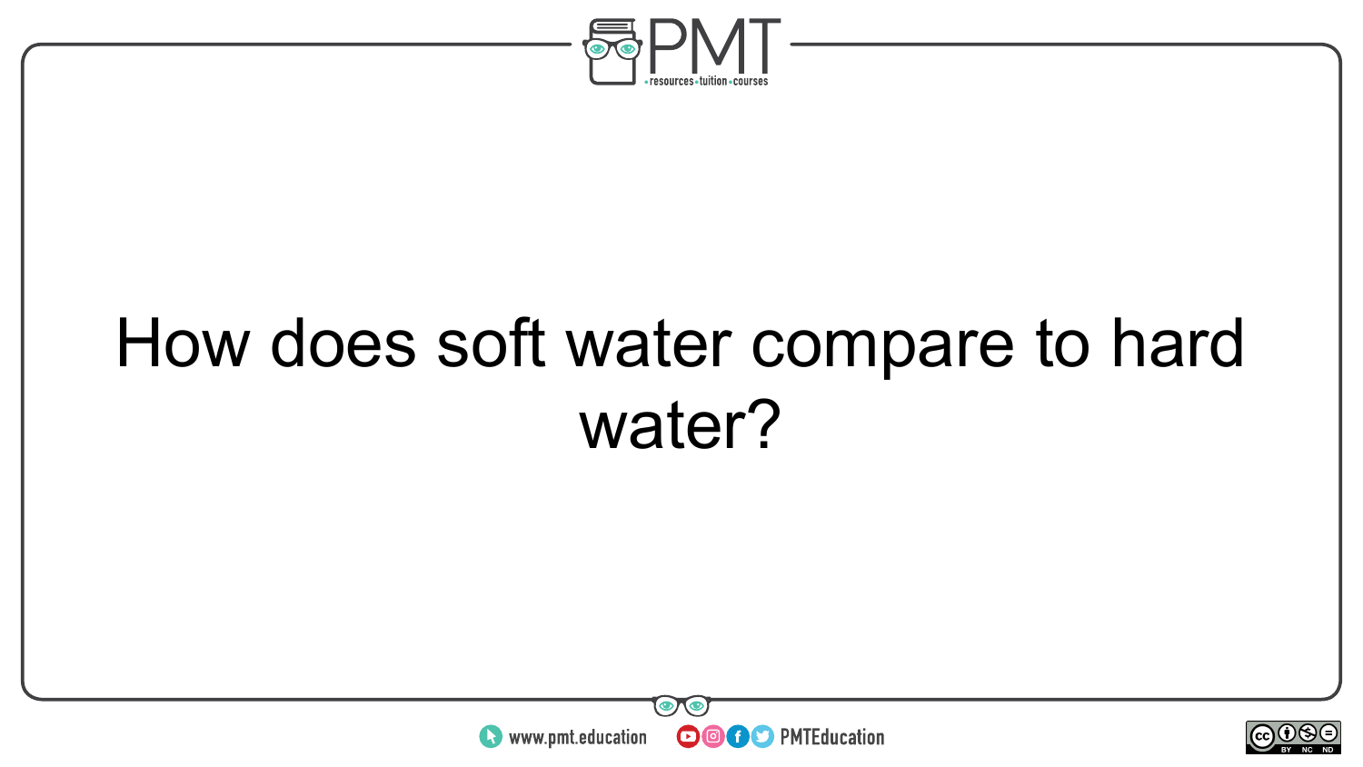How does soft water compare to hard water?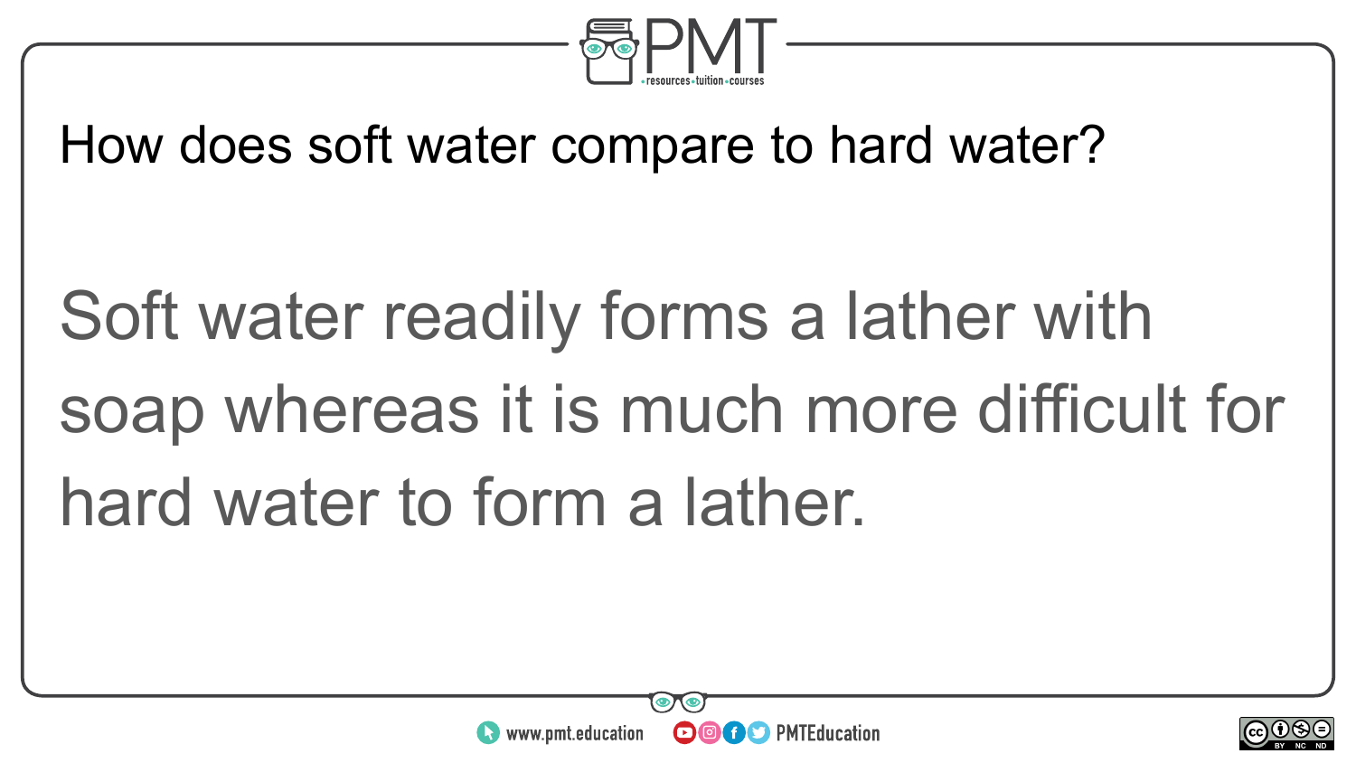How does soft water compare to hard water?

Soft water readily forms a lather with soap whereas it is much more difficult for hard water to form a lather.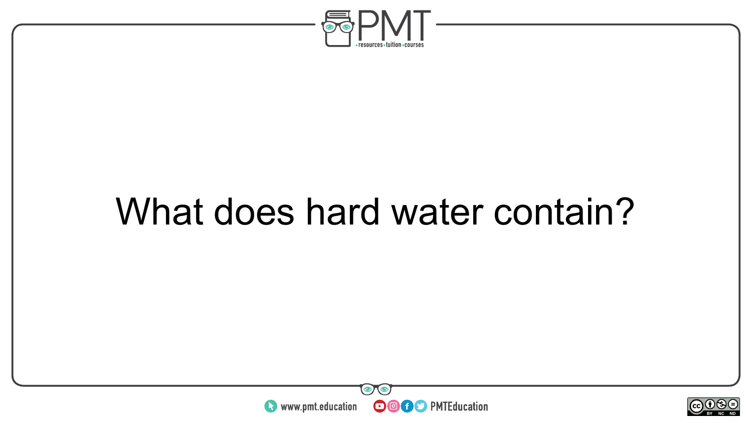What does hard water contain?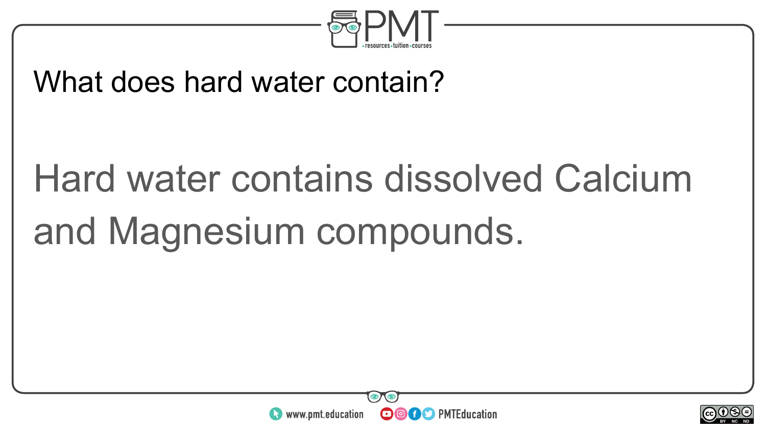What does hard water contain?

Hard water contains dissolved Calcium and Magnesium compounds.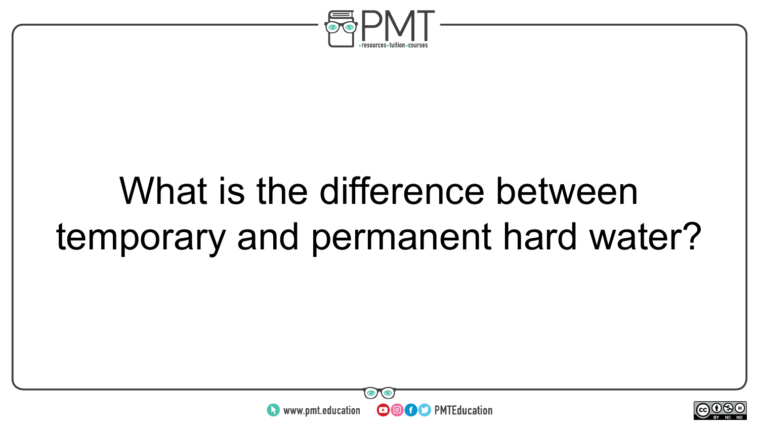What is the difference between temporary and permanent hard water?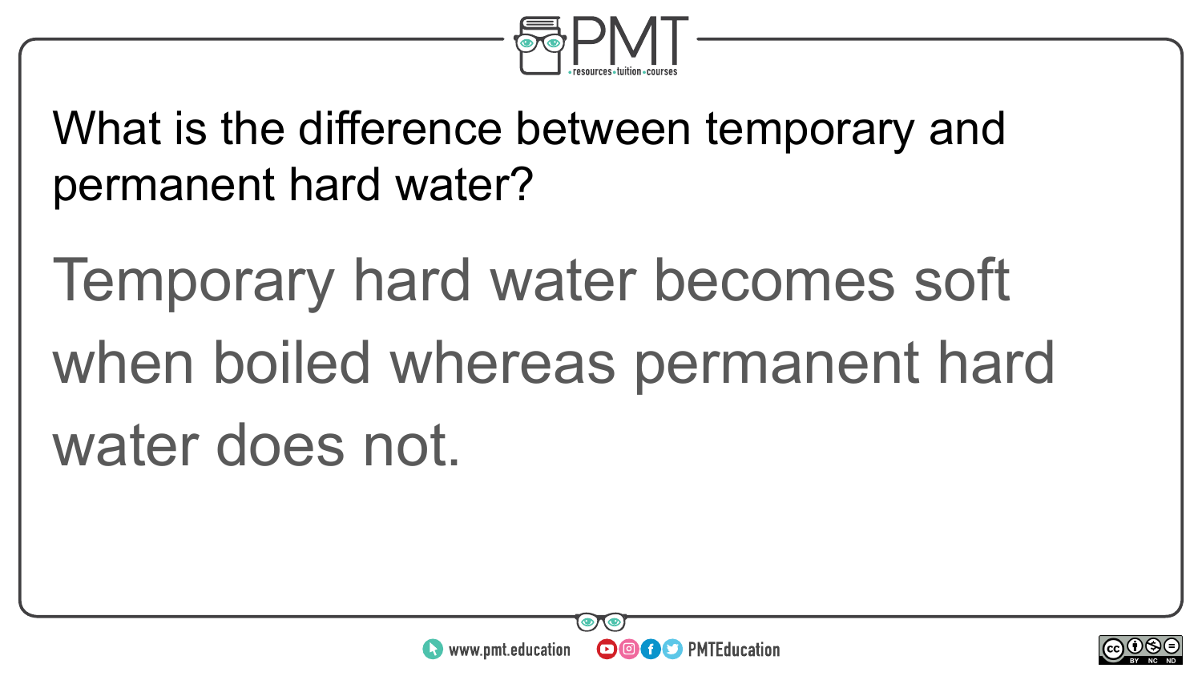What is the difference between temporary and permanent hard water?

Temporary hard water becomes soft when boiled whereas permanent hard water does not.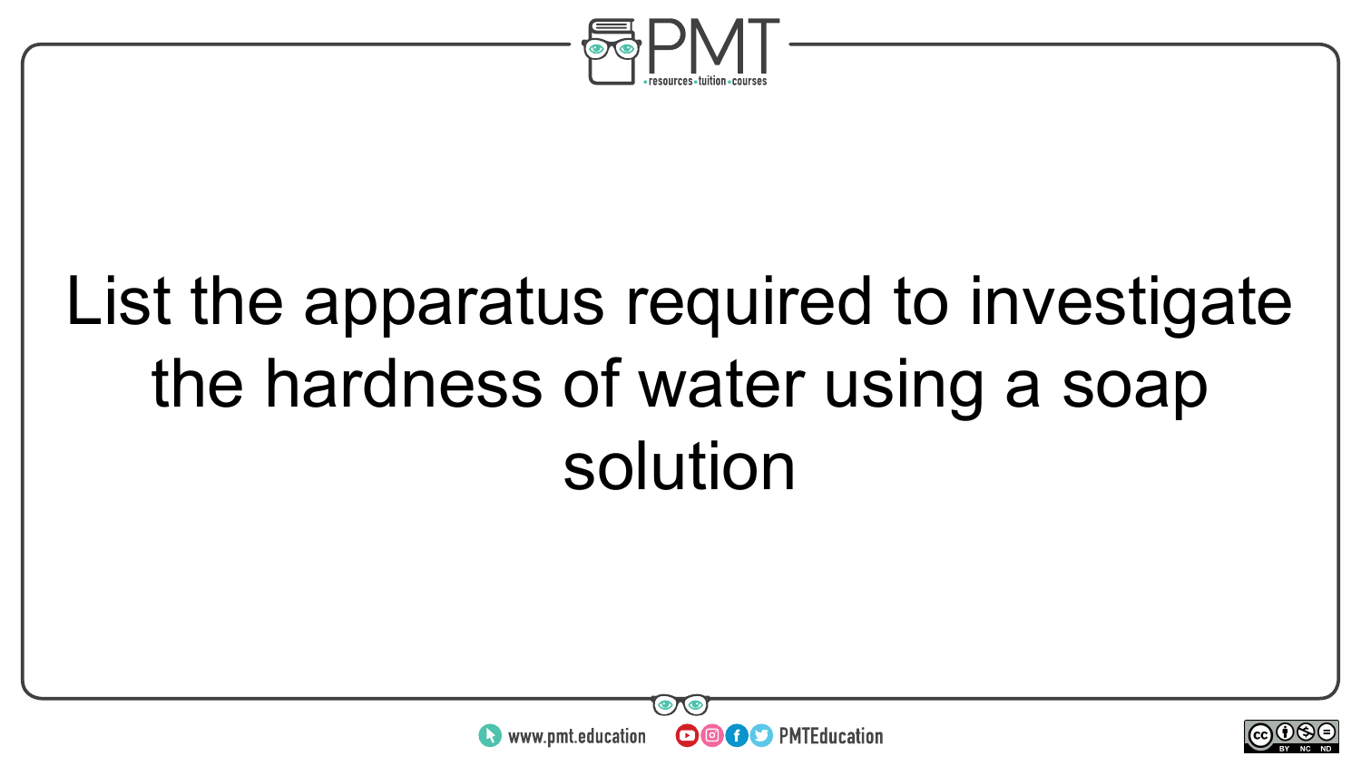List the apparatus required to investigate the hardness of water using a soap solution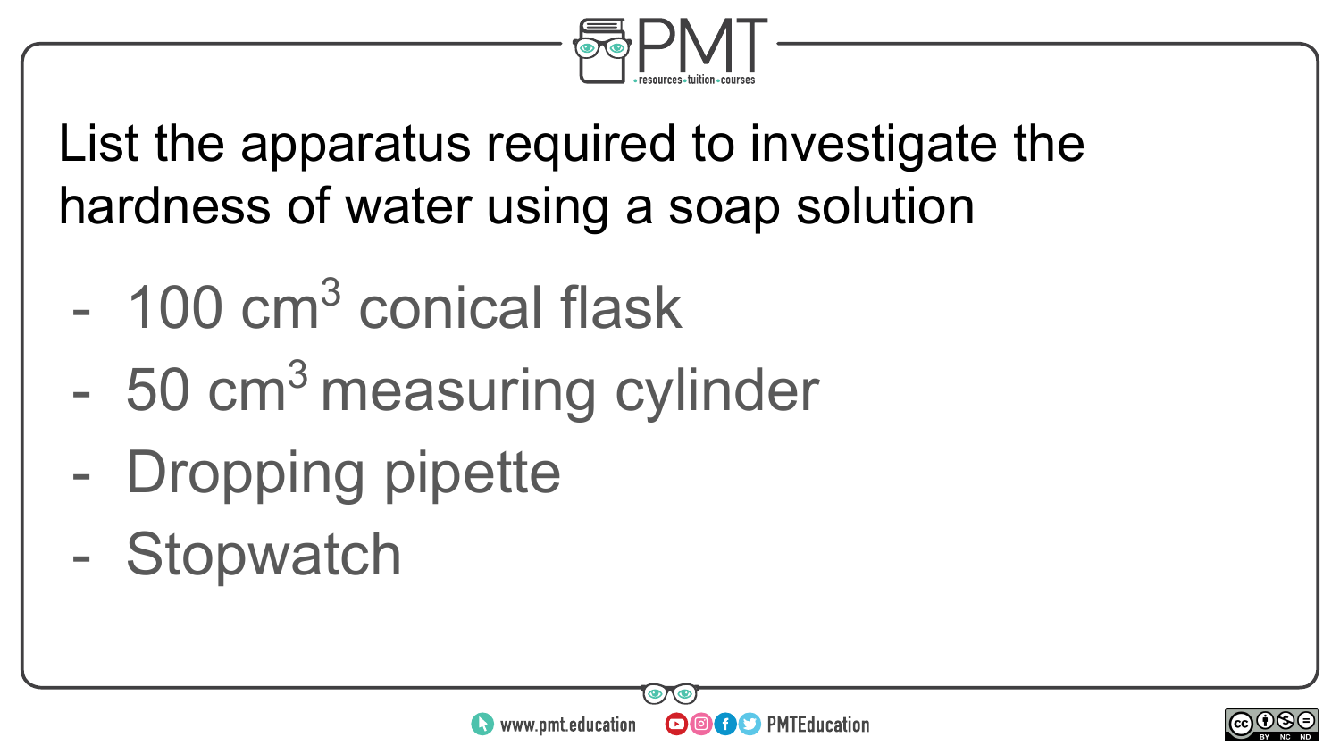List the apparatus required to investigate the hardness of water using a soap solution

- 100 $cm^3$ conical flask
- 50 $cm^3$ measuring cylinder
- Dropping pipette
- Stopwatch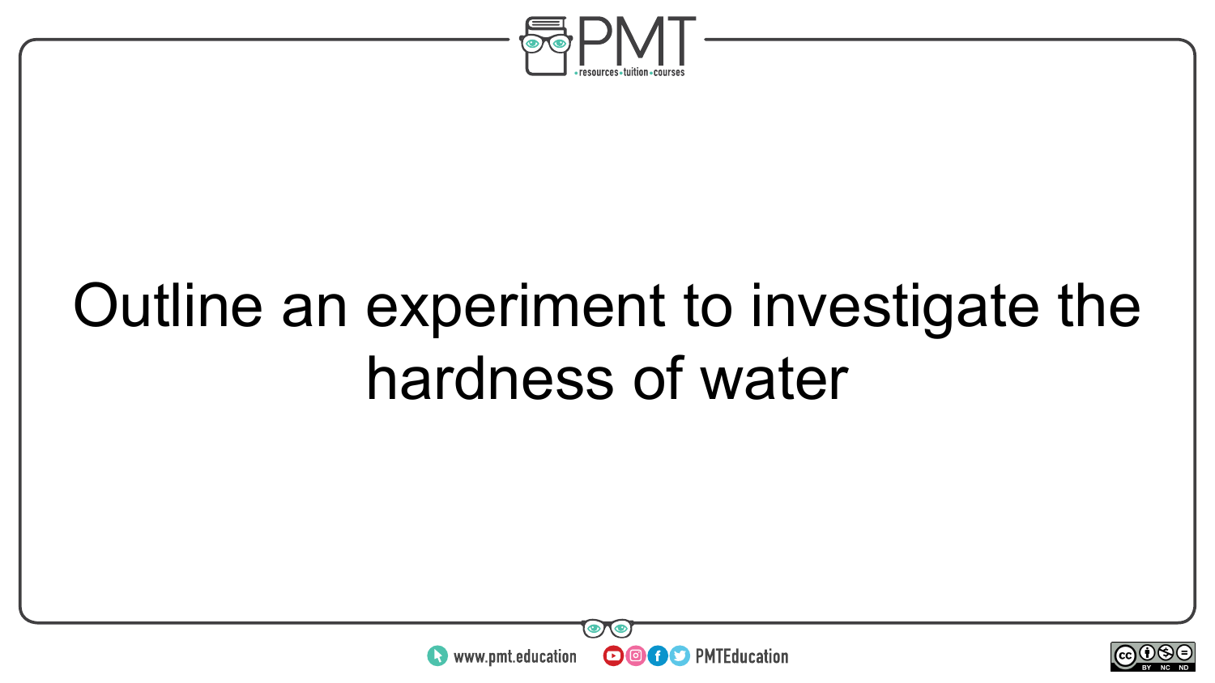Outline an experiment to investigate the hardness of water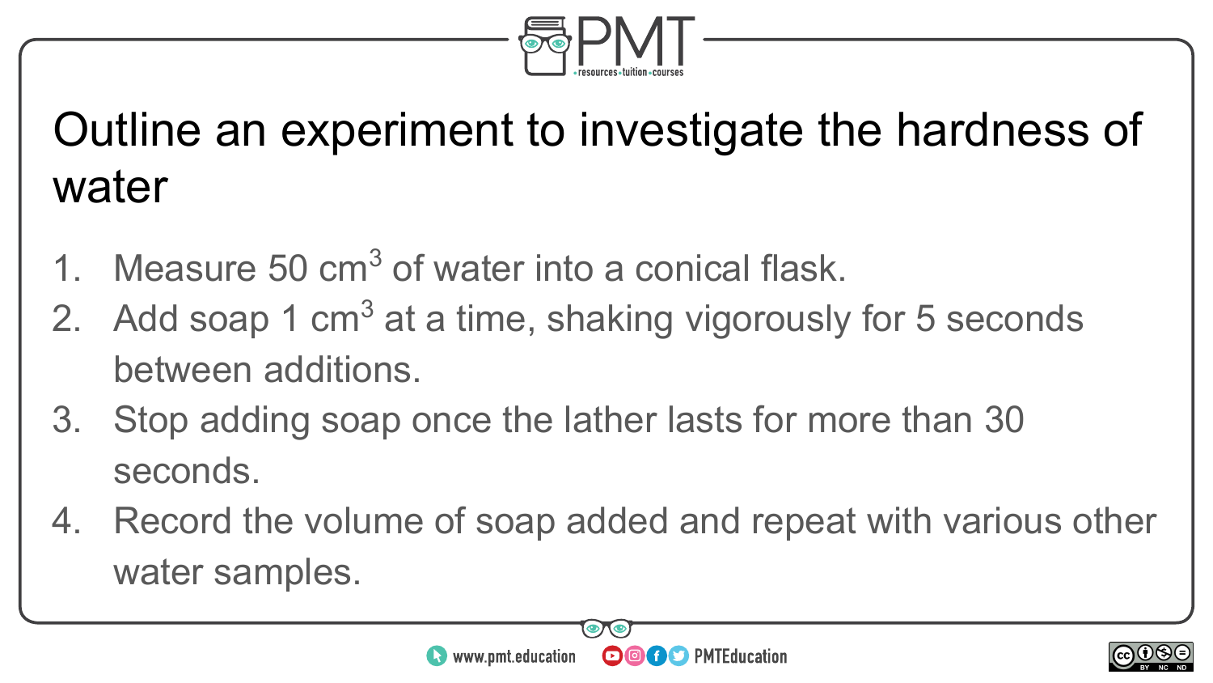# Outline an experiment to investigate the hardness of water

1. Measure 50 $cm^3$ of water into a conical flask.
2. Add soap 1 $cm^3$ at a time, shaking vigorously for 5 seconds between additions.
3. Stop adding soap once the lather lasts for more than 30 seconds.
4. Record the volume of soap added and repeat with various other water samples.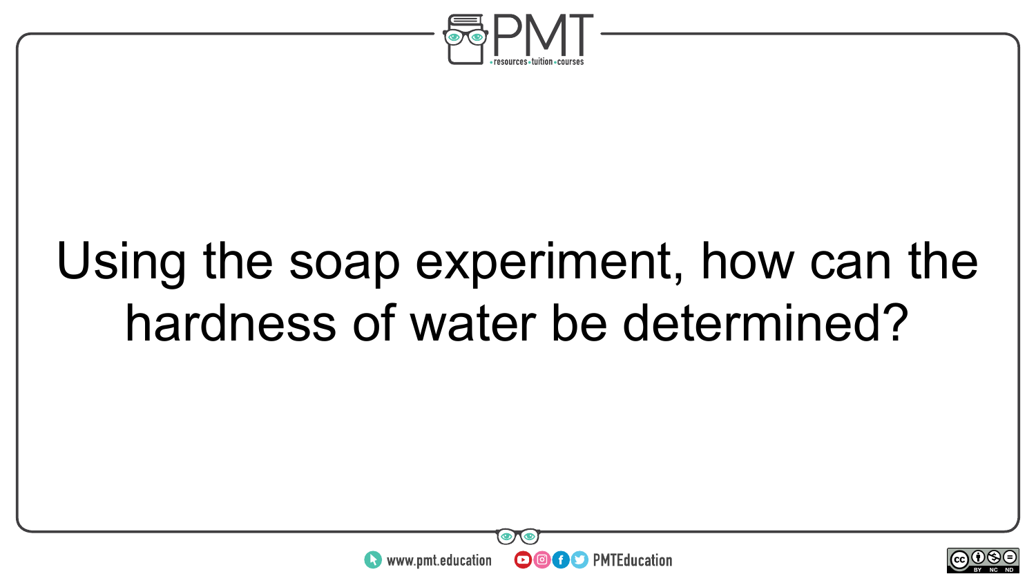Using the soap experiment, how can the hardness of water be determined?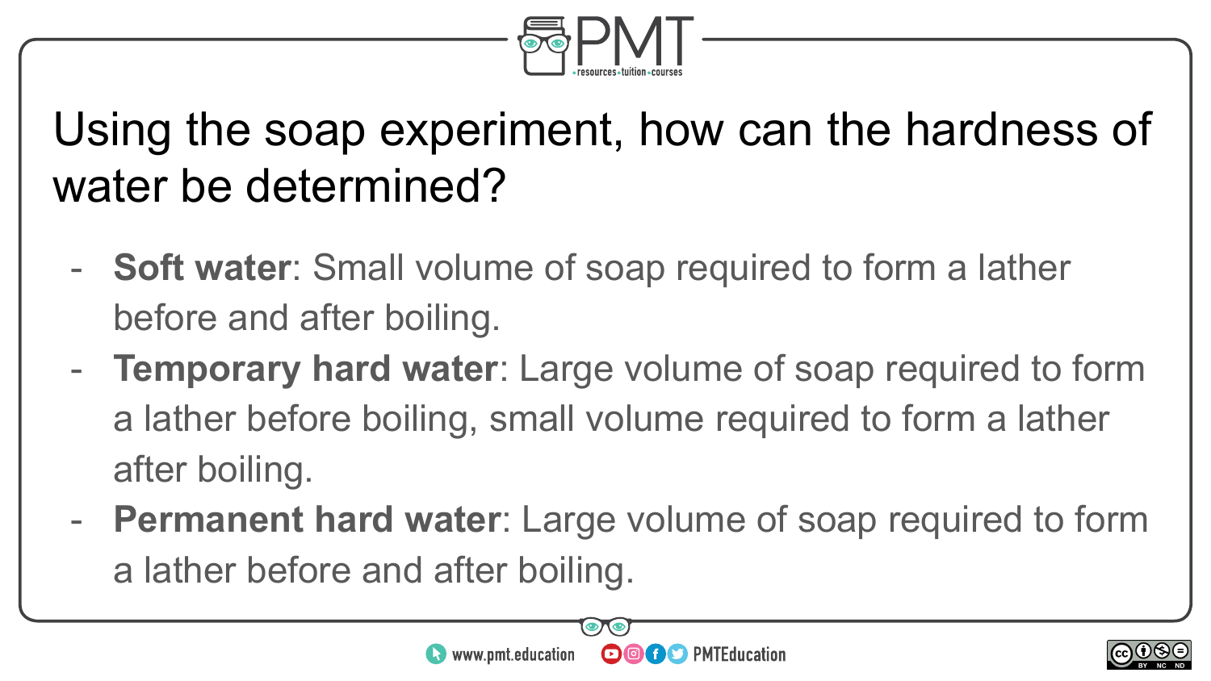# Using the soap experiment, how can the hardness of water be determined?

- **Soft water**: Small volume of soap required to form a lather before and after boiling.
- **Temporary hard water**: Large volume of soap required to form a lather before boiling, small volume required to form a lather after boiling.
- **Permanent hard water**: Large volume of soap required to form a lather before and after boiling.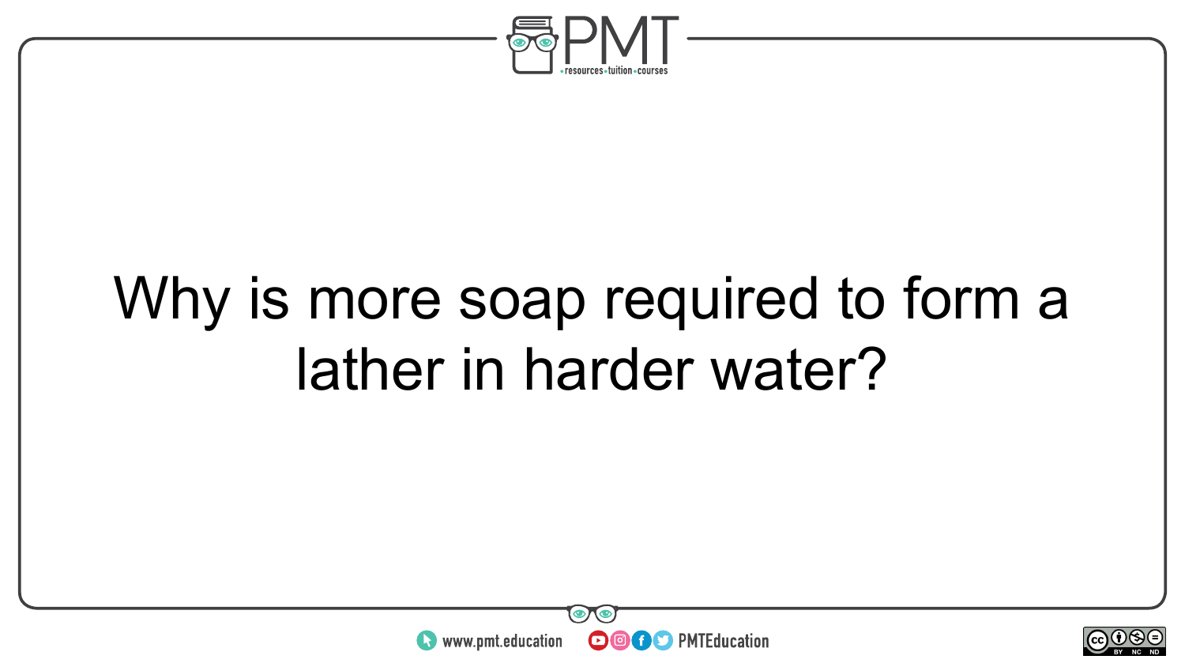Why is more soap required to form a lather in harder water?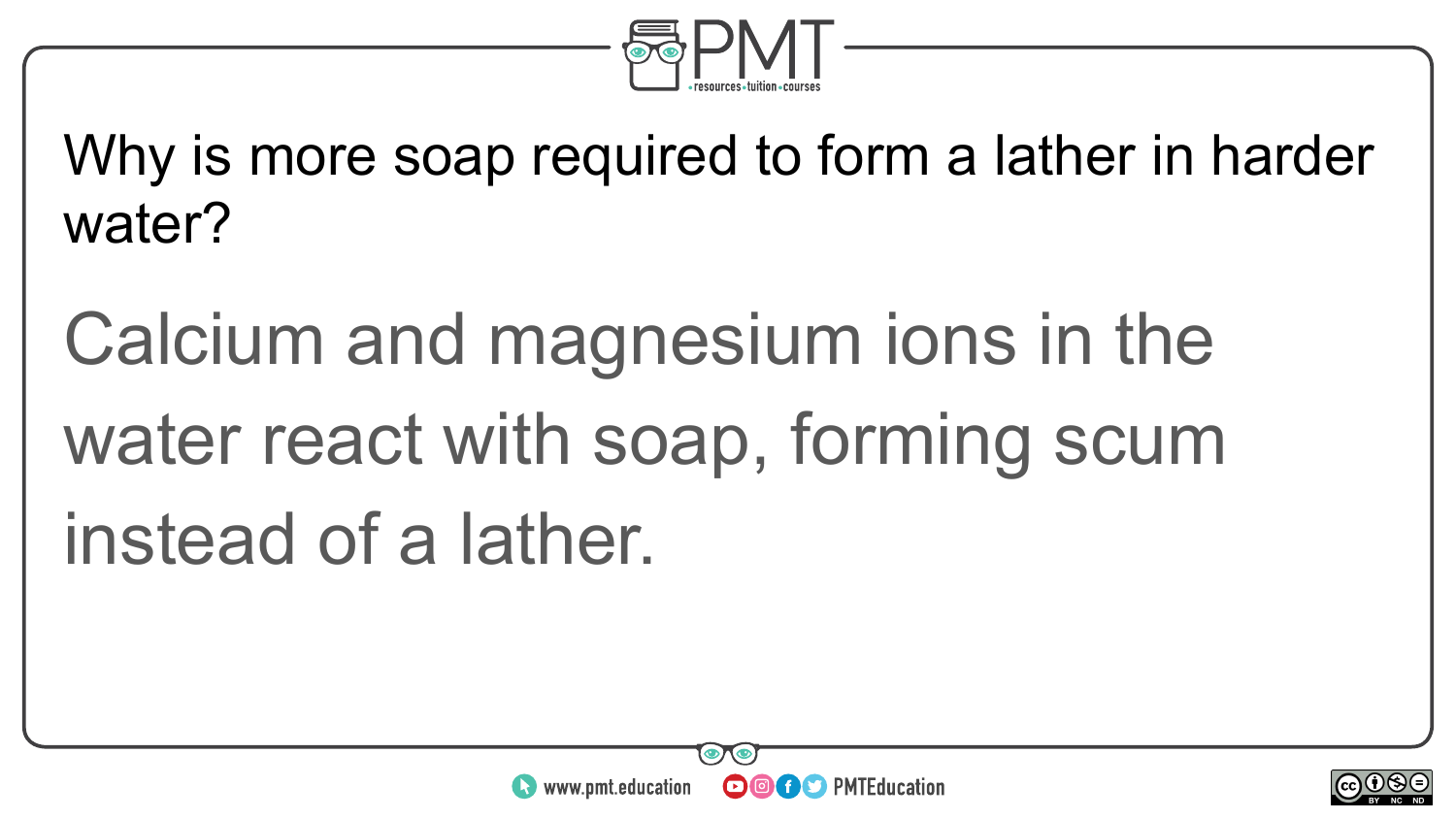Why is more soap required to form a lather in harder water?

Calcium and magnesium ions in the water react with soap, forming scum instead of a lather.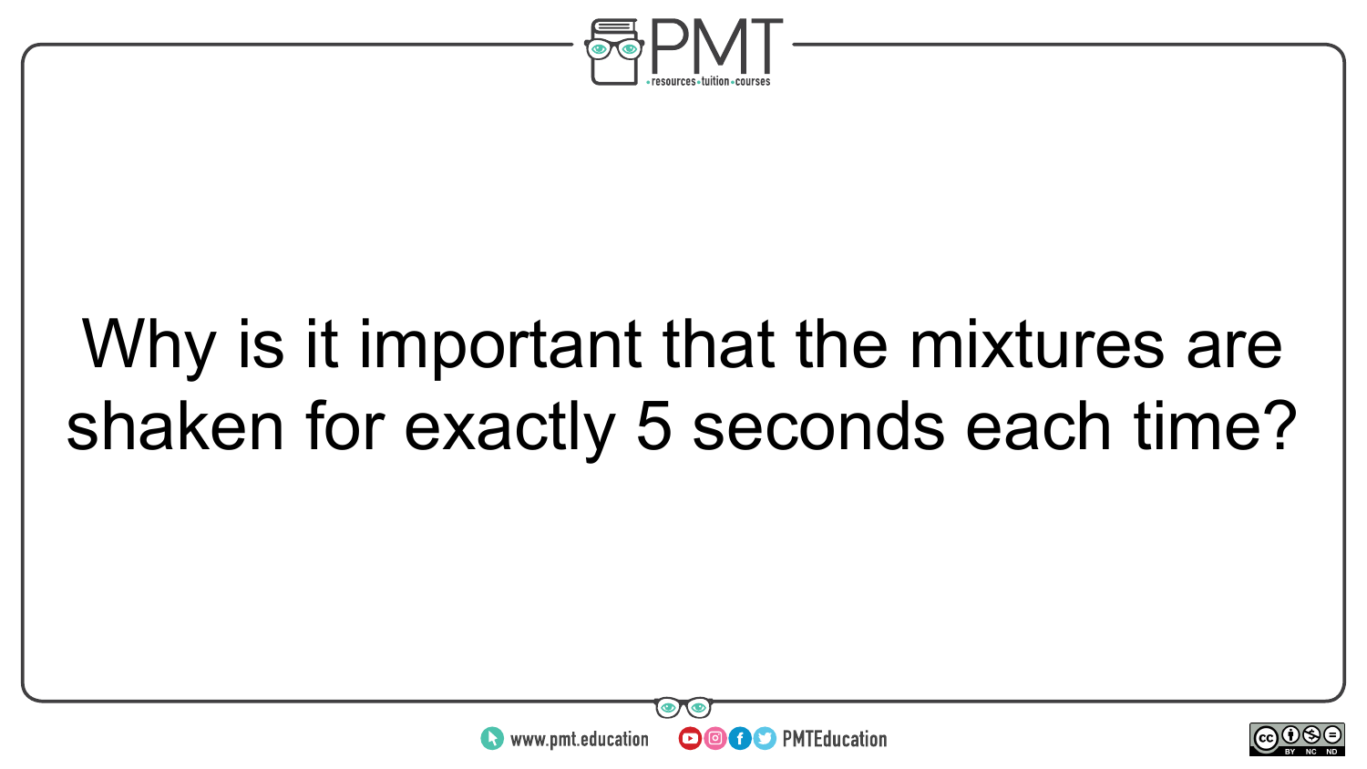Why is it important that the mixtures are shaken for exactly 5 seconds each time?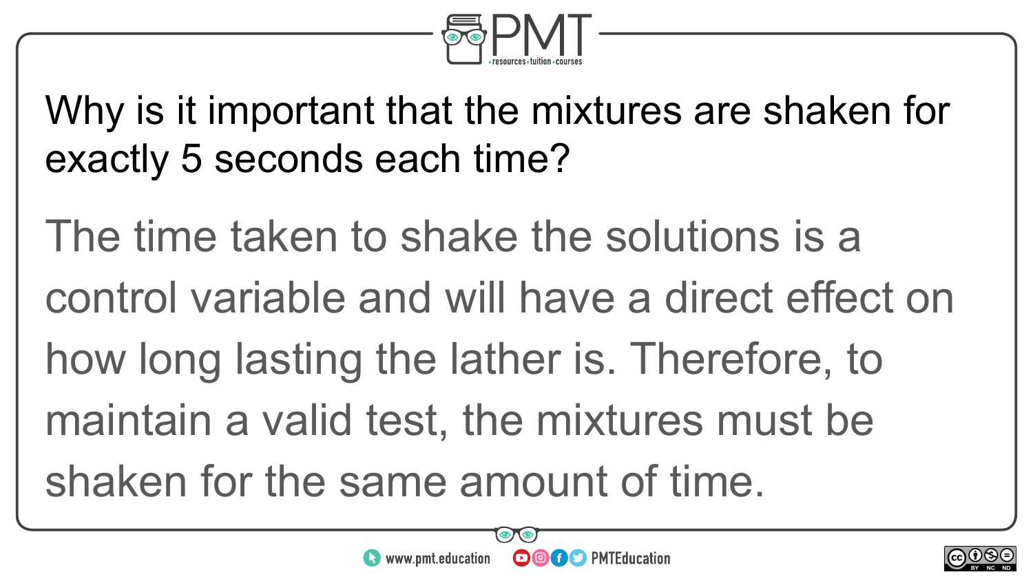Why is it important that the mixtures are shaken for exactly 5 seconds each time?

The time taken to shake the solutions is a control variable and will have a direct effect on how long lasting the lather is. Therefore, to maintain a valid test, the mixtures must be shaken for the same amount of time.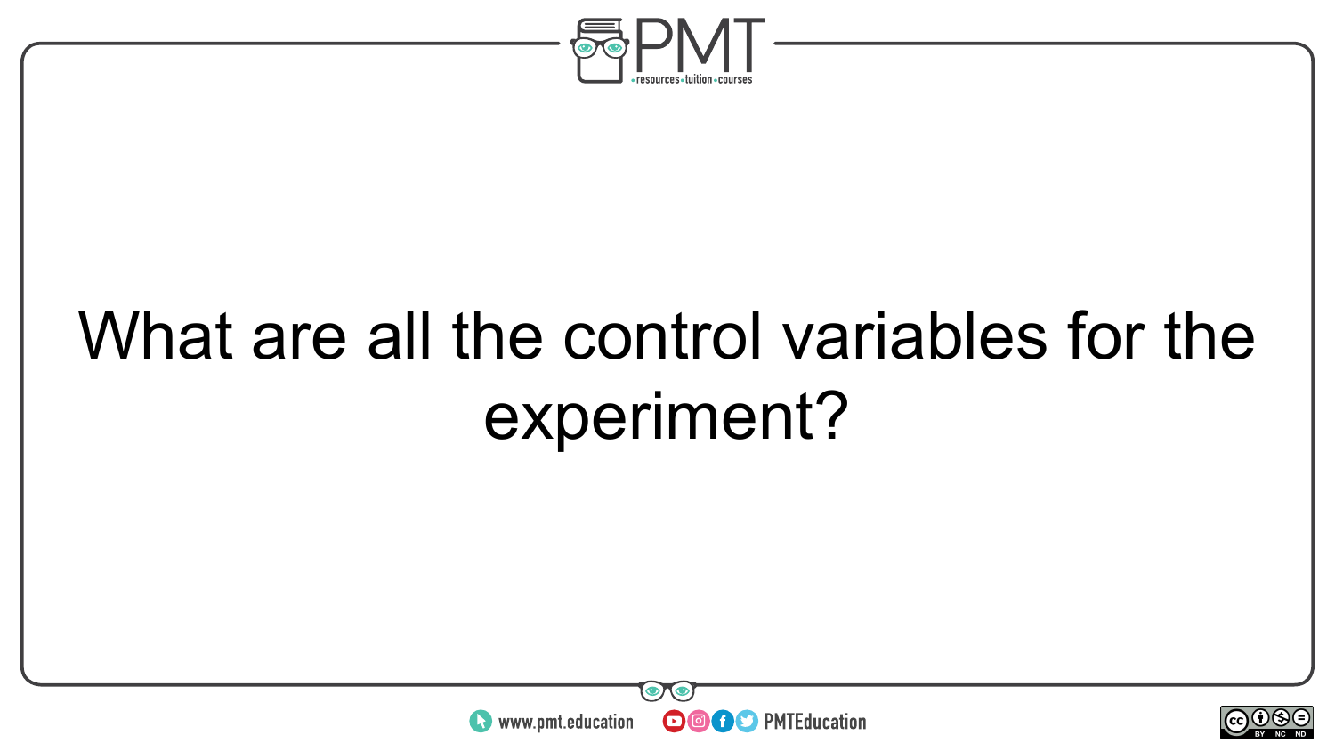What are all the control variables for the experiment?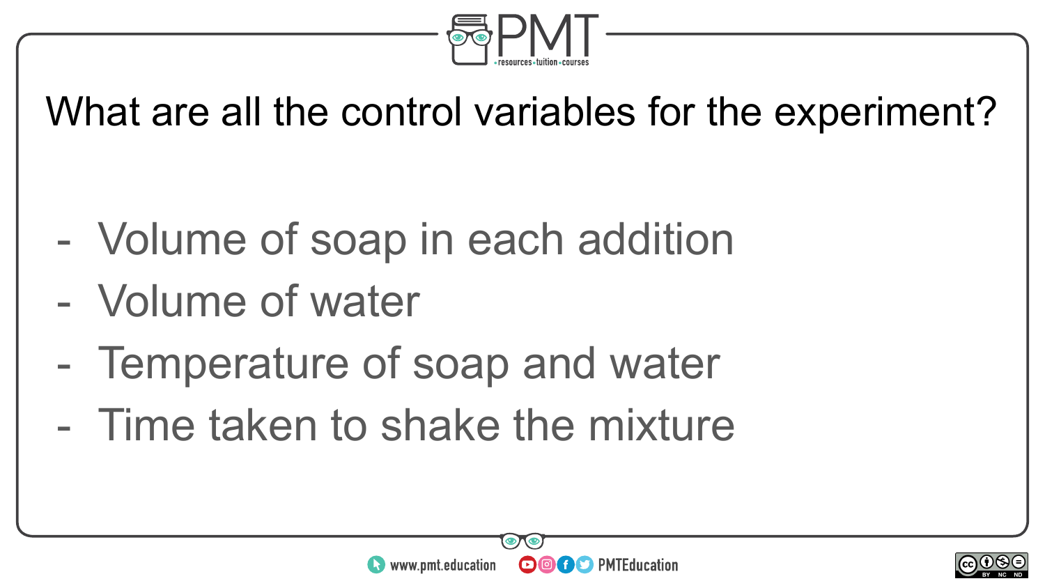What are all the control variables for the experiment?

- Volume of soap in each addition
- Volume of water
- Temperature of soap and water
- Time taken to shake the mixture